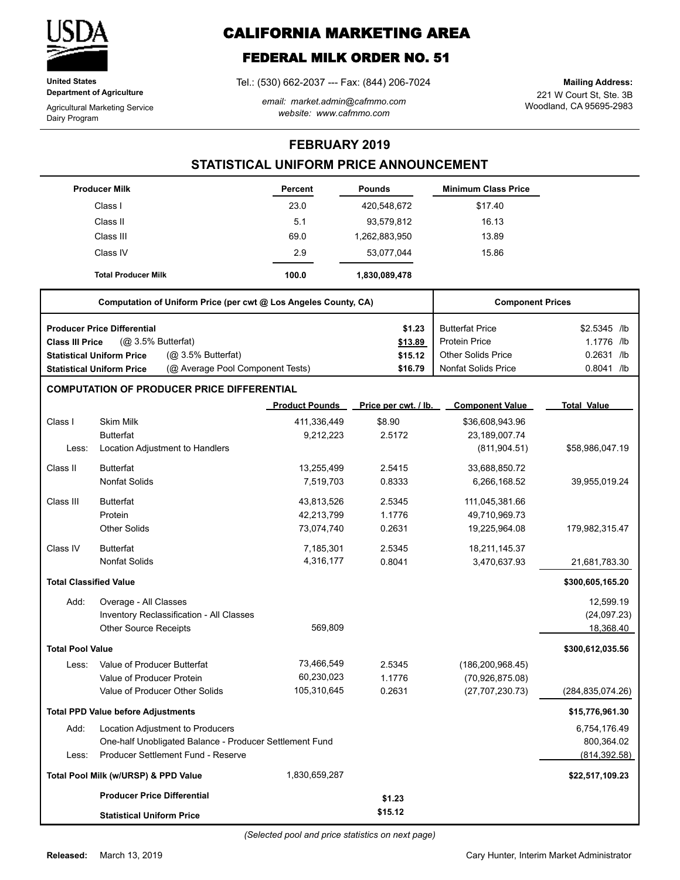# CALIFORNIA MARKETING AREA

## FEDERAL MILK ORDER NO. 51

**United States Department of Agriculture**

Agricultural Marketing Service
Dairy Program

Tel.: (530) 662-2037 --- Fax: (844) 206-7024

*email: market.admin@cafmmo.com*
*website: www.cafmmo.com*

**Mailing Address:**
221 W Court St, Ste. 3B
Woodland, CA 95695-2983

## FEBRUARY 2019

## STATISTICAL UNIFORM PRICE ANNOUNCEMENT

| Producer Milk | Percent | Pounds | Minimum Class Price |
|---|---|---|---|
| Class I | 23.0 | 420,548,672 | $17.40 |
| Class II | 5.1 | 93,579,812 | 16.13 |
| Class III | 69.0 | 1,262,883,950 | 13.89 |
| Class IV | 2.9 | 53,077,044 | 15.86 |
| **Total Producer Milk** | **100.0** | **1,830,089,478** | |

| Computation of Uniform Price (per cwt @ Los Angeles County, CA) | | Component Prices | |
|---|---|---|---|
| **Producer Price Differential** | $1.23 | Butterfat Price | $2.5345 /lb |
| **Class III Price** (@ 3.5% Butterfat) | $13.89 | Protein Price | 1.1776 /lb |
| **Statistical Uniform Price** (@ 3.5% Butterfat) | $15.12 | Other Solids Price | 0.2631 /lb |
| **Statistical Uniform Price** (@ Average Pool Component Tests) | $16.79 | Nonfat Solids Price | 0.8041 /lb |

### COMPUTATION OF PRODUCER PRICE DIFFERENTIAL

| | | Product Pounds | Price per cwt. / lb. | Component Value | Total Value |
|---|---|---|---|---|---|
| Class I | Skim Milk | 411,336,449 | $8.90 | $36,608,943.96 | |
| | Butterfat | 9,212,223 | 2.5172 | 23,189,007.74 | |
| Less: | Location Adjustment to Handlers | | | (811,904.51) | $58,986,047.19 |
| Class II | Butterfat | 13,255,499 | 2.5415 | 33,688,850.72 | |
| | Nonfat Solids | 7,519,703 | 0.8333 | 6,266,168.52 | 39,955,019.24 |
| Class III | Butterfat | 43,813,526 | 2.5345 | 111,045,381.66 | |
| | Protein | 42,213,799 | 1.1776 | 49,710,969.73 | |
| | Other Solids | 73,074,740 | 0.2631 | 19,225,964.08 | 179,982,315.47 |
| Class IV | Butterfat | 7,185,301 | 2.5345 | 18,211,145.37 | |
| | Nonfat Solids | 4,316,177 | 0.8041 | 3,470,637.93 | 21,681,783.30 |
| **Total Classified Value** | | | | | **$300,605,165.20** |
| Add: | Overage - All Classes | | | | 12,599.19 |
| | Inventory Reclassification - All Classes | | | | (24,097.23) |
| | Other Source Receipts | 569,809 | | | 18,368.40 |
| **Total Pool Value** | | | | | **$300,612,035.56** |
| Less: | Value of Producer Butterfat | 73,466,549 | 2.5345 | (186,200,968.45) | |
| | Value of Producer Protein | 60,230,023 | 1.1776 | (70,926,875.08) | |
| | Value of Producer Other Solids | 105,310,645 | 0.2631 | (27,707,230.73) | (284,835,074.26) |
| **Total PPD Value before Adjustments** | | | | | **$15,776,961.30** |
| Add: | Location Adjustment to Producers | | | | 6,754,176.49 |
| | One-half Unobligated Balance - Producer Settlement Fund | | | | 800,364.02 |
| Less: | Producer Settlement Fund - Reserve | | | | (814,392.58) |
| **Total Pool Milk (w/URSP) & PPD Value** | | 1,830,659,287 | | | **$22,517,109.23** |
| | **Producer Price Differential** | | **$1.23** | | |
| | **Statistical Uniform Price** | | **$15.12** | | |

*(Selected pool and price statistics on next page)*

**Released:** March 13, 2019

Cary Hunter, Interim Market Administrator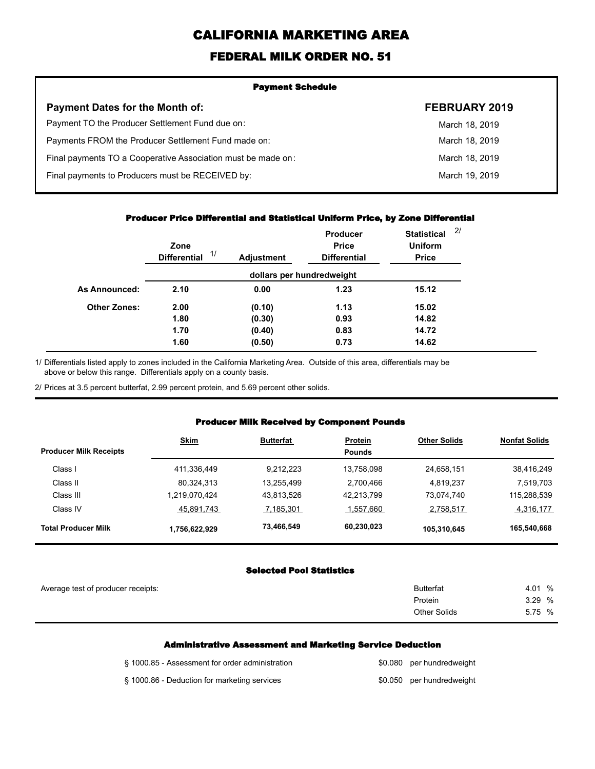# CALIFORNIA MARKETING AREA

## FEDERAL MILK ORDER NO. 51

### Payment Schedule

| Payment Dates for the Month of: | FEBRUARY 2019 |
|---|---|
| Payment TO the Producer Settlement Fund due on: | March 18, 2019 |
| Payments FROM the Producer Settlement Fund made on: | March 18, 2019 |
| Final payments TO a Cooperative Association must be made on: | March 18, 2019 |
| Final payments to Producers must be RECEIVED by: | March 19, 2019 |

### Producer Price Differential and Statistical Uniform Price, by Zone Differential

| | Zone Differential 1/ | Adjustment | Producer Price Differential | Statistical Uniform Price 2/ |
|---|---|---|---|---|
| | dollars per hundredweight | | | |
| **As Announced:** | **2.10** | **0.00** | **1.23** | **15.12** |
| **Other Zones:** | **2.00** | **(0.10)** | **1.13** | **15.02** |
| | **1.80** | **(0.30)** | **0.93** | **14.82** |
| | **1.70** | **(0.40)** | **0.83** | **14.72** |
| | **1.60** | **(0.50)** | **0.73** | **14.62** |

1/ Differentials listed apply to zones included in the California Marketing Area. Outside of this area, differentials may be above or below this range. Differentials apply on a county basis.

2/ Prices at 3.5 percent butterfat, 2.99 percent protein, and 5.69 percent other solids.

### Producer Milk Received by Component Pounds

| Producer Milk Receipts | Skim | Butterfat | Protein | Other Solids | Nonfat Solids |
|---|---|---|---|---|---|
| | | | Pounds | | |
| Class I | 411,336,449 | 9,212,223 | 13,758,098 | 24,658,151 | 38,416,249 |
| Class II | 80,324,313 | 13,255,499 | 2,700,466 | 4,819,237 | 7,519,703 |
| Class III | 1,219,070,424 | 43,813,526 | 42,213,799 | 73,074,740 | 115,288,539 |
| Class IV | 45,891,743 | 7,185,301 | 1,557,660 | 2,758,517 | 4,316,177 |
| **Total Producer Milk** | **1,756,622,929** | **73,466,549** | **60,230,023** | **105,310,645** | **165,540,668** |

### Selected Pool Statistics

| Average test of producer receipts: | | |
|---|---|---|
| | Butterfat | 4.01 % |
| | Protein | 3.29 % |
| | Other Solids | 5.75 % |

### Administrative Assessment and Marketing Service Deduction

| | |
|---|---|
| § 1000.85 - Assessment for order administration | \$0.080 per hundredweight |
| § 1000.86 - Deduction for marketing services | \$0.050 per hundredweight |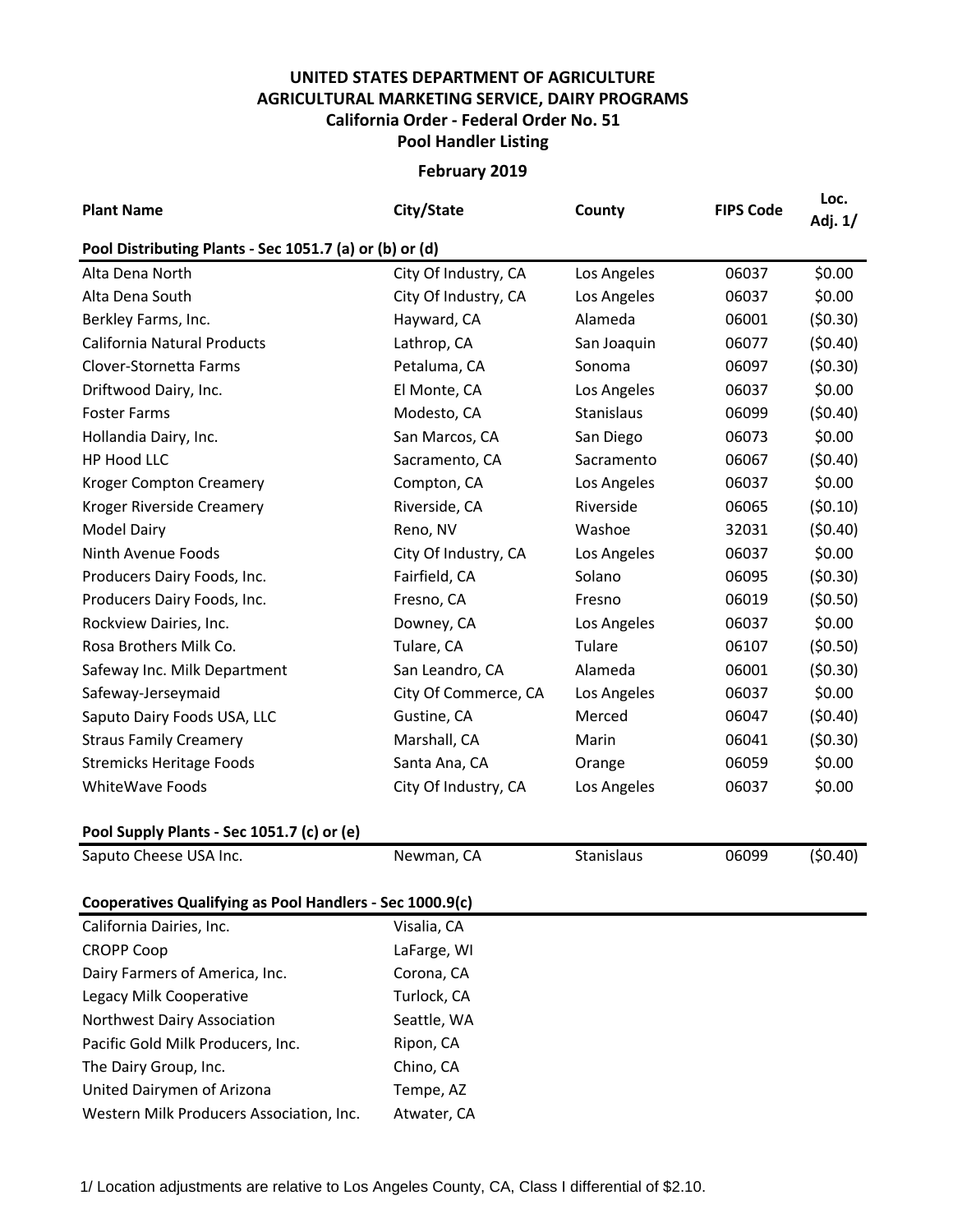**UNITED STATES DEPARTMENT OF AGRICULTURE**
**AGRICULTURAL MARKETING SERVICE, DAIRY PROGRAMS**
**California Order - Federal Order No. 51**
**Pool Handler Listing**

**February 2019**

| Plant Name | City/State | County | FIPS Code | Loc. Adj. 1/ |
|---|---|---|---|---|
| **Pool Distributing Plants - Sec 1051.7 (a) or (b) or (d)** | | | | |
| Alta Dena North | City Of Industry, CA | Los Angeles | 06037 | $0.00 |
| Alta Dena South | City Of Industry, CA | Los Angeles | 06037 | $0.00 |
| Berkley Farms, Inc. | Hayward, CA | Alameda | 06001 | ($0.30) |
| California Natural Products | Lathrop, CA | San Joaquin | 06077 | ($0.40) |
| Clover-Stornetta Farms | Petaluma, CA | Sonoma | 06097 | ($0.30) |
| Driftwood Dairy, Inc. | El Monte, CA | Los Angeles | 06037 | $0.00 |
| Foster Farms | Modesto, CA | Stanislaus | 06099 | ($0.40) |
| Hollandia Dairy, Inc. | San Marcos, CA | San Diego | 06073 | $0.00 |
| HP Hood LLC | Sacramento, CA | Sacramento | 06067 | ($0.40) |
| Kroger Compton Creamery | Compton, CA | Los Angeles | 06037 | $0.00 |
| Kroger Riverside Creamery | Riverside, CA | Riverside | 06065 | ($0.10) |
| Model Dairy | Reno, NV | Washoe | 32031 | ($0.40) |
| Ninth Avenue Foods | City Of Industry, CA | Los Angeles | 06037 | $0.00 |
| Producers Dairy Foods, Inc. | Fairfield, CA | Solano | 06095 | ($0.30) |
| Producers Dairy Foods, Inc. | Fresno, CA | Fresno | 06019 | ($0.50) |
| Rockview Dairies, Inc. | Downey, CA | Los Angeles | 06037 | $0.00 |
| Rosa Brothers Milk Co. | Tulare, CA | Tulare | 06107 | ($0.50) |
| Safeway Inc. Milk Department | San Leandro, CA | Alameda | 06001 | ($0.30) |
| Safeway-Jerseymaid | City Of Commerce, CA | Los Angeles | 06037 | $0.00 |
| Saputo Dairy Foods USA, LLC | Gustine, CA | Merced | 06047 | ($0.40) |
| Straus Family Creamery | Marshall, CA | Marin | 06041 | ($0.30) |
| Stremicks Heritage Foods | Santa Ana, CA | Orange | 06059 | $0.00 |
| WhiteWave Foods | City Of Industry, CA | Los Angeles | 06037 | $0.00 |
| **Pool Supply Plants - Sec 1051.7 (c) or (e)** | | | | |
| Saputo Cheese USA Inc. | Newman, CA | Stanislaus | 06099 | ($0.40) |
| **Cooperatives Qualifying as Pool Handlers - Sec 1000.9(c)** | | | | |
| California Dairies, Inc. | Visalia, CA | | | |
| CROPP Coop | LaFarge, WI | | | |
| Dairy Farmers of America, Inc. | Corona, CA | | | |
| Legacy Milk Cooperative | Turlock, CA | | | |
| Northwest Dairy Association | Seattle, WA | | | |
| Pacific Gold Milk Producers, Inc. | Ripon, CA | | | |
| The Dairy Group, Inc. | Chino, CA | | | |
| United Dairymen of Arizona | Tempe, AZ | | | |
| Western Milk Producers Association, Inc. | Atwater, CA | | | |

1/ Location adjustments are relative to Los Angeles County, CA, Class I differential of $2.10.